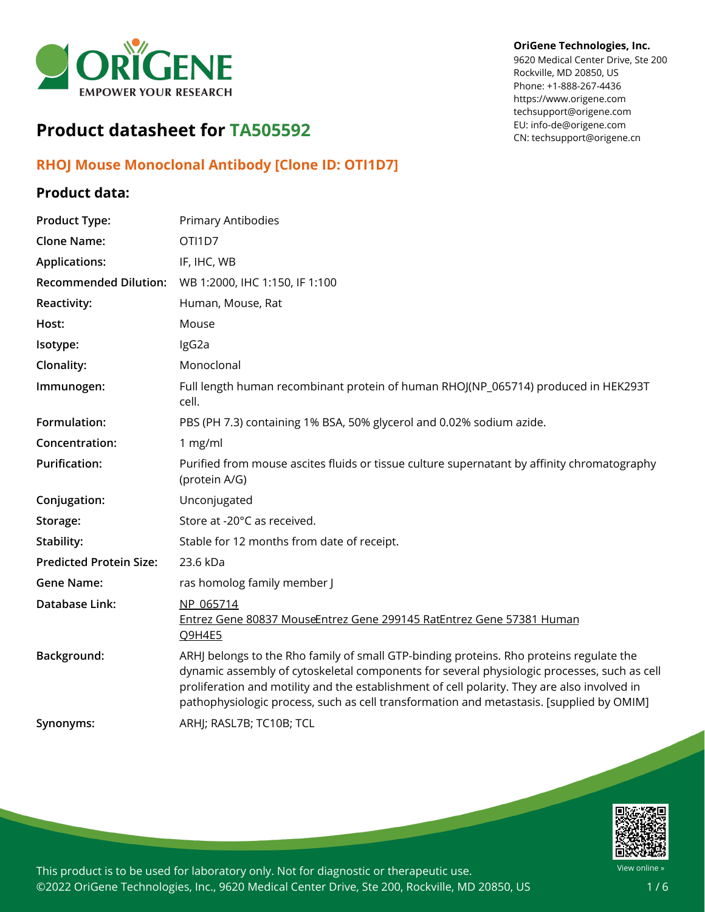OriGene Technologies, Inc.
9620 Medical Center Drive, Ste 200
Rockville, MD 20850, US
Phone: +1-888-267-4436
https://www.origene.com
techsupport@origene.com
EU: info-de@origene.com
CN: techsupport@origene.cn

# Product datasheet for TA505592

## RHOJ Mouse Monoclonal Antibody [Clone ID: OTI1D7]

### Product data:

| | |
|---|---|
| **Product Type:** | Primary Antibodies |
| **Clone Name:** | OTI1D7 |
| **Applications:** | IF, IHC, WB |
| **Recommended Dilution:** | WB 1:2000, IHC 1:150, IF 1:100 |
| **Reactivity:** | Human, Mouse, Rat |
| **Host:** | Mouse |
| **Isotype:** | IgG2a |
| **Clonality:** | Monoclonal |
| **Immunogen:** | Full length human recombinant protein of human RHOJ(NP_065714) produced in HEK293T cell. |
| **Formulation:** | PBS (PH 7.3) containing 1% BSA, 50% glycerol and 0.02% sodium azide. |
| **Concentration:** | 1 mg/ml |
| **Purification:** | Purified from mouse ascites fluids or tissue culture supernatant by affinity chromatography (protein A/G) |
| **Conjugation:** | Unconjugated |
| **Storage:** | Store at -20°C as received. |
| **Stability:** | Stable for 12 months from date of receipt. |
| **Predicted Protein Size:** | 23.6 kDa |
| **Gene Name:** | ras homolog family member J |
| **Database Link:** | NP_065714<br>Entrez Gene 80837 MouseEntrez Gene 299145 RatEntrez Gene 57381 Human<br>Q9H4E5 |
| **Background:** | ARHJ belongs to the Rho family of small GTP-binding proteins. Rho proteins regulate the dynamic assembly of cytoskeletal components for several physiologic processes, such as cell proliferation and motility and the establishment of cell polarity. They are also involved in pathophysiologic process, such as cell transformation and metastasis. [supplied by OMIM] |
| **Synonyms:** | ARHJ; RASL7B; TC10B; TCL |

This product is to be used for laboratory only. Not for diagnostic or therapeutic use.
©2022 OriGene Technologies, Inc., 9620 Medical Center Drive, Ste 200, Rockville, MD 20850, US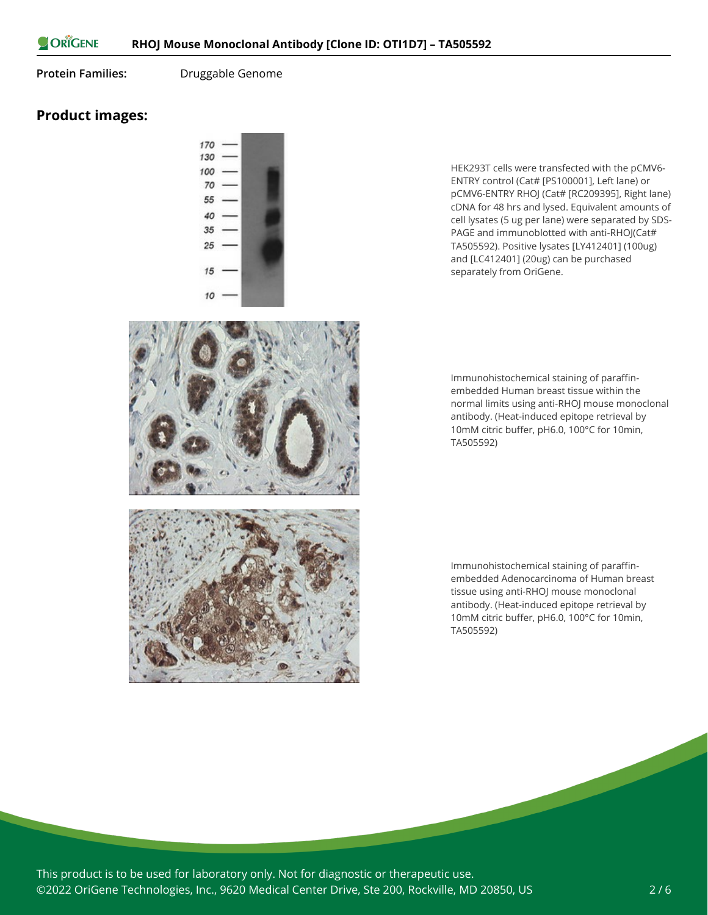**Protein Families:** Druggable Genome

## Product images:

HEK293T cells were transfected with the pCMV6-ENTRY control (Cat# [PS100001], Left lane) or pCMV6-ENTRY RHOJ (Cat# [RC209395], Right lane) cDNA for 48 hrs and lysed. Equivalent amounts of cell lysates (5 ug per lane) were separated by SDS-PAGE and immunoblotted with anti-RHOJ(Cat# TA505592). Positive lysates [LY412401] (100ug) and [LC412401] (20ug) can be purchased separately from OriGene.

Immunohistochemical staining of paraffin-embedded Human breast tissue within the normal limits using anti-RHOJ mouse monoclonal antibody. (Heat-induced epitope retrieval by 10mM citric buffer, pH6.0, 100°C for 10min, TA505592)

Immunohistochemical staining of paraffin-embedded Adenocarcinoma of Human breast tissue using anti-RHOJ mouse monoclonal antibody. (Heat-induced epitope retrieval by 10mM citric buffer, pH6.0, 100°C for 10min, TA505592)

This product is to be used for laboratory only. Not for diagnostic or therapeutic use.
©2022 OriGene Technologies, Inc., 9620 Medical Center Drive, Ste 200, Rockville, MD 20850, US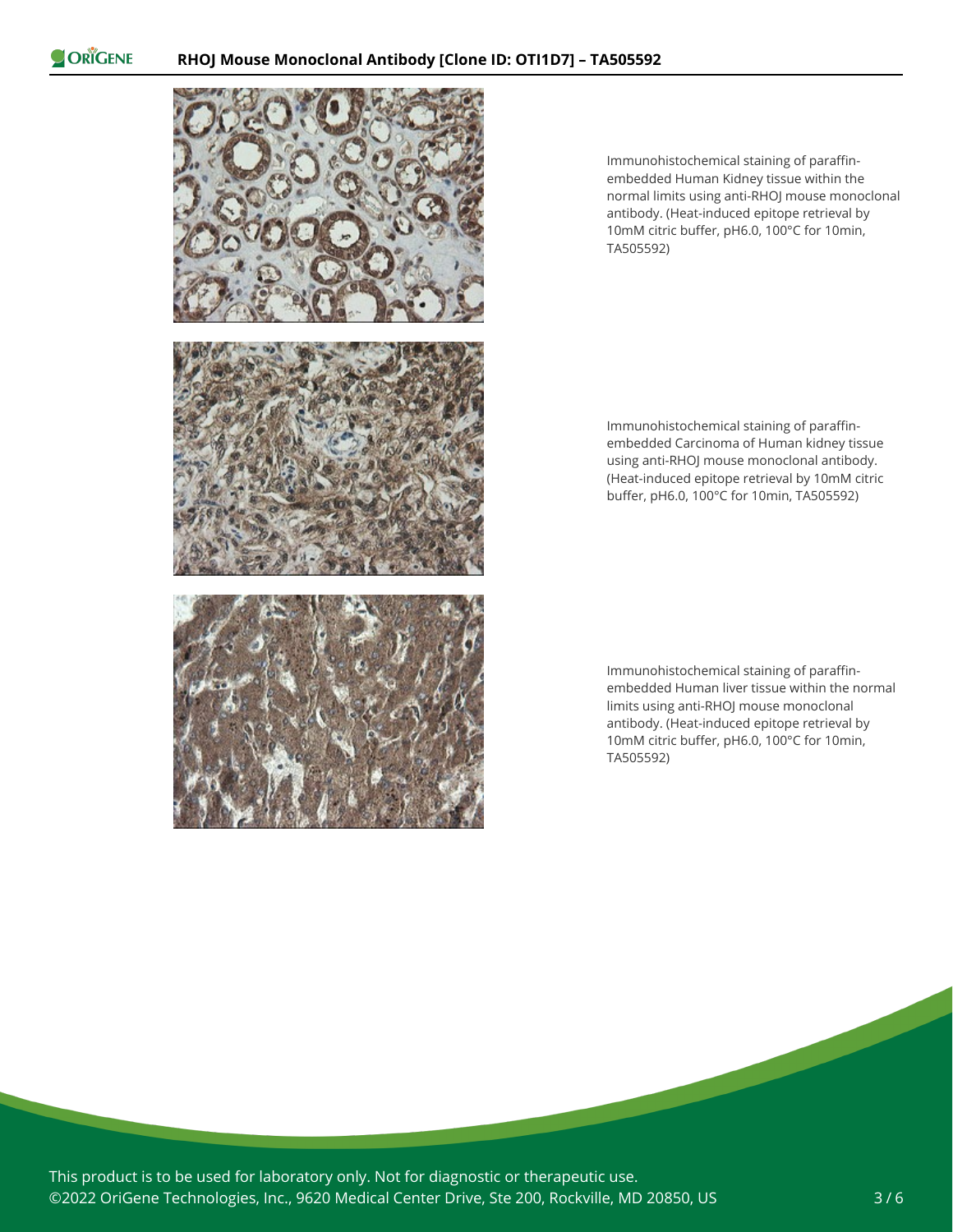Immunohistochemical staining of paraffin-embedded Human Kidney tissue within the normal limits using anti-RHOJ mouse monoclonal antibody. (Heat-induced epitope retrieval by 10mM citric buffer, pH6.0, 100°C for 10min, TA505592)

Immunohistochemical staining of paraffin-embedded Carcinoma of Human kidney tissue using anti-RHOJ mouse monoclonal antibody. (Heat-induced epitope retrieval by 10mM citric buffer, pH6.0, 100°C for 10min, TA505592)

Immunohistochemical staining of paraffin-embedded Human liver tissue within the normal limits using anti-RHOJ mouse monoclonal antibody. (Heat-induced epitope retrieval by 10mM citric buffer, pH6.0, 100°C for 10min, TA505592)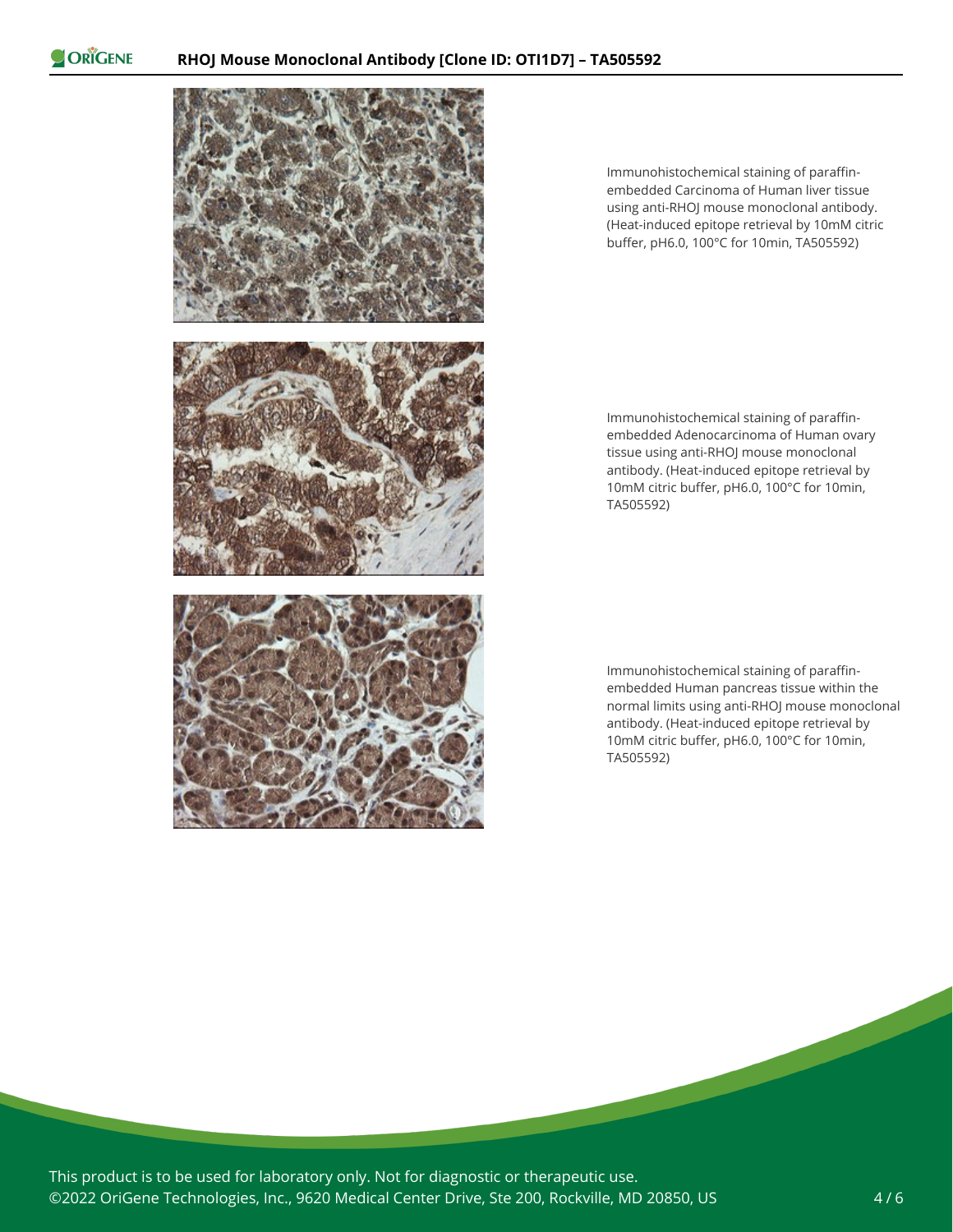Immunohistochemical staining of paraffin-embedded Carcinoma of Human liver tissue using anti-RHOJ mouse monoclonal antibody. (Heat-induced epitope retrieval by 10mM citric buffer, pH6.0, 100°C for 10min, TA505592)

Immunohistochemical staining of paraffin-embedded Adenocarcinoma of Human ovary tissue using anti-RHOJ mouse monoclonal antibody. (Heat-induced epitope retrieval by 10mM citric buffer, pH6.0, 100°C for 10min, TA505592)

Immunohistochemical staining of paraffin-embedded Human pancreas tissue within the normal limits using anti-RHOJ mouse monoclonal antibody. (Heat-induced epitope retrieval by 10mM citric buffer, pH6.0, 100°C for 10min, TA505592)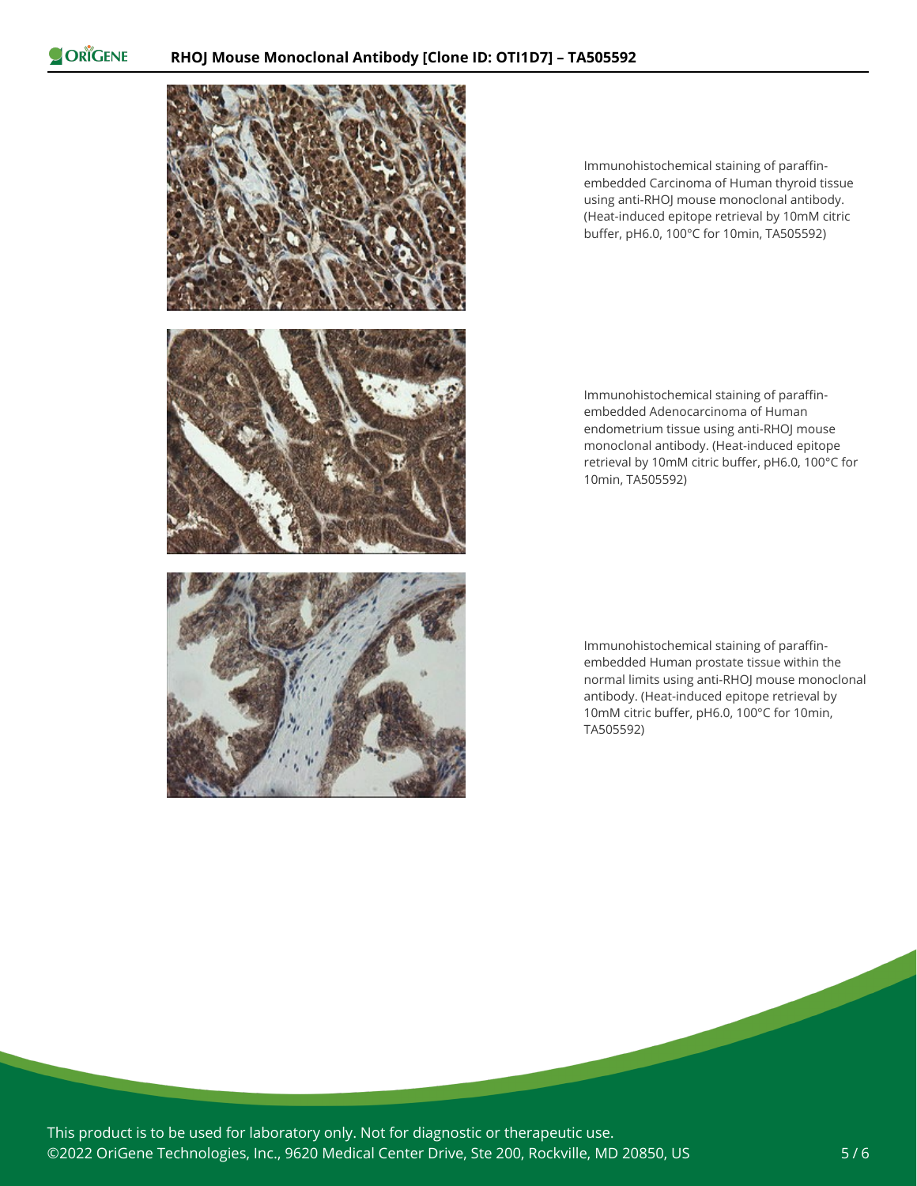Immunohistochemical staining of paraffin-embedded Carcinoma of Human thyroid tissue using anti-RHOJ mouse monoclonal antibody. (Heat-induced epitope retrieval by 10mM citric buffer, pH6.0, 100°C for 10min, TA505592)

Immunohistochemical staining of paraffin-embedded Adenocarcinoma of Human endometrium tissue using anti-RHOJ mouse monoclonal antibody. (Heat-induced epitope retrieval by 10mM citric buffer, pH6.0, 100°C for 10min, TA505592)

Immunohistochemical staining of paraffin-embedded Human prostate tissue within the normal limits using anti-RHOJ mouse monoclonal antibody. (Heat-induced epitope retrieval by 10mM citric buffer, pH6.0, 100°C for 10min, TA505592)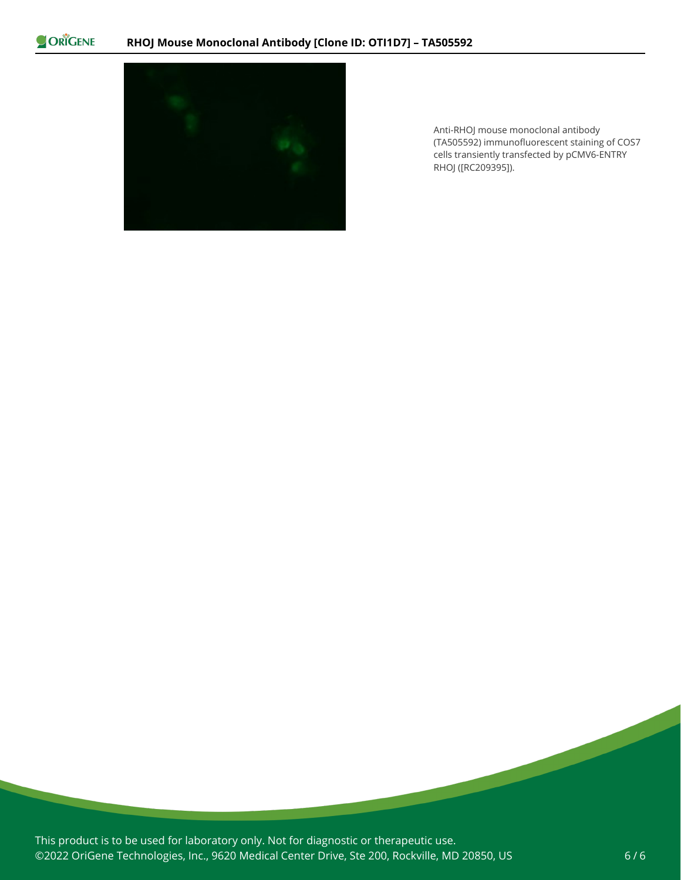Anti-RHOJ mouse monoclonal antibody (TA505592) immunofluorescent staining of COS7 cells transiently transfected by pCMV6-ENTRY RHOJ ([RC209395]).